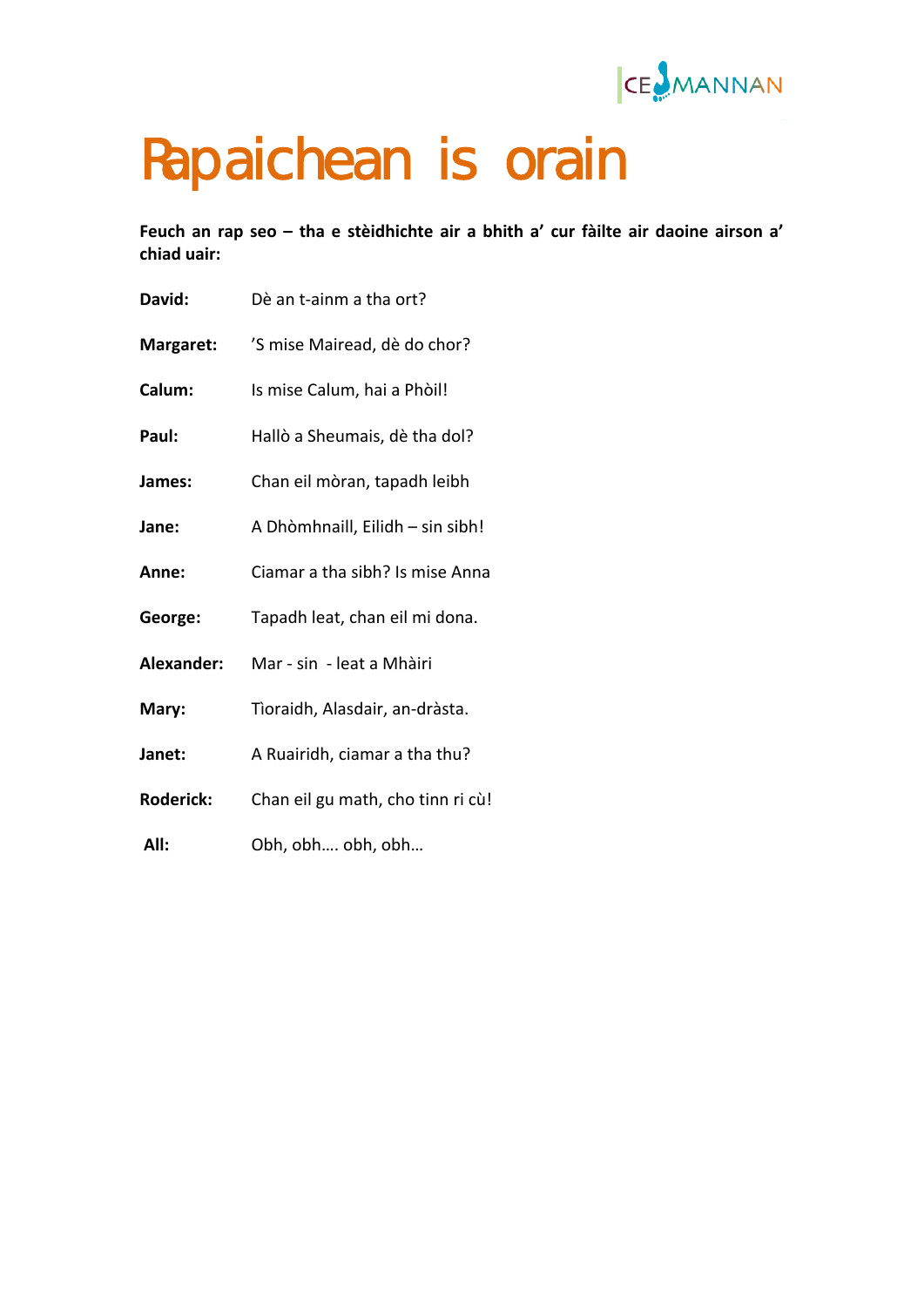# Rapaichean is orain

**Feuch an rap seo – tha e stèidhichte air a bhith a' cur fàilte air daoine airson a' chiad uair:**

**David:** Dè an t-ainm a tha ort?

**Margaret:** 'S mise Mairead, dè do chor?

**Calum:** Is mise Calum, hai a Phòil!

**Paul:** Hallò a Sheumais, dè tha dol?

**James:** Chan eil mòran, tapadh leibh

**Jane:** A Dhòmhnaill, Eilidh – sin sibh!

**Anne:** Ciamar a tha sibh? Is mise Anna

**George:** Tapadh leat, chan eil mi dona.

**Alexander:** Mar - sin - leat a Mhàiri

**Mary:** Tìoraidh, Alasdair, an-dràsta.

**Janet:** A Ruairidh, ciamar a tha thu?

**Roderick:** Chan eil gu math, cho tinn ri cù!

**All:** Obh, obh…. obh, obh…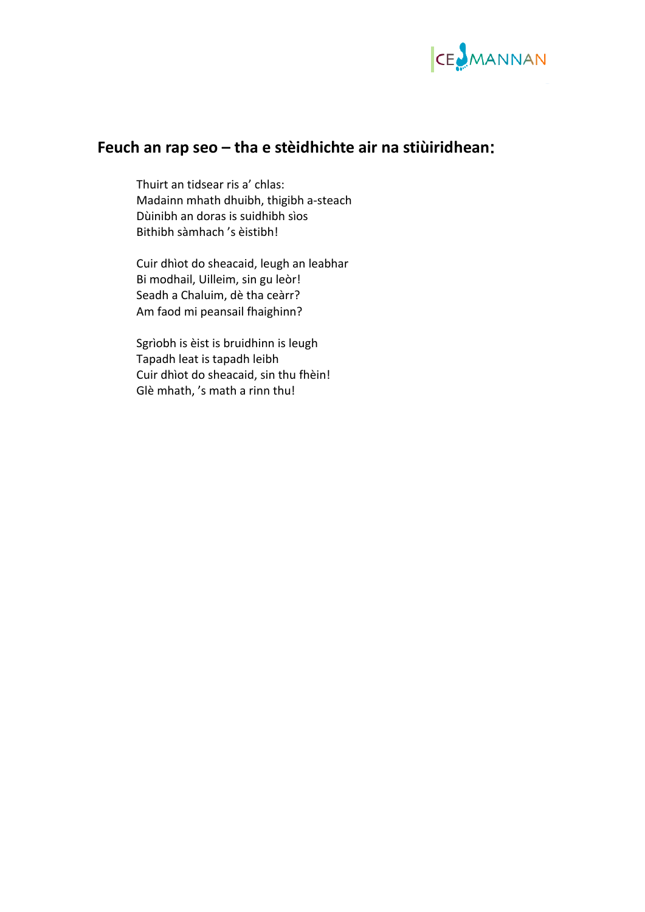## Feuch an rap seo – tha e stèidhichte air na stiùiridhean:

Thuirt an tidsear ris a' chlas:
Madainn mhath dhuibh, thigibh a-steach
Dùinibh an doras is suidhibh sìos
Bithibh sàmhach 's èistibh!

Cuir dhìot do sheacaid, leugh an leabhar
Bi modhail, Uilleim, sin gu leòr!
Seadh a Chaluim, dè tha ceàrr?
Am faod mi peansail fhaighinn?

Sgrìobh is èist is bruidhinn is leugh
Tapadh leat is tapadh leibh
Cuir dhìot do sheacaid, sin thu fhèin!
Glè mhath, 's math a rinn thu!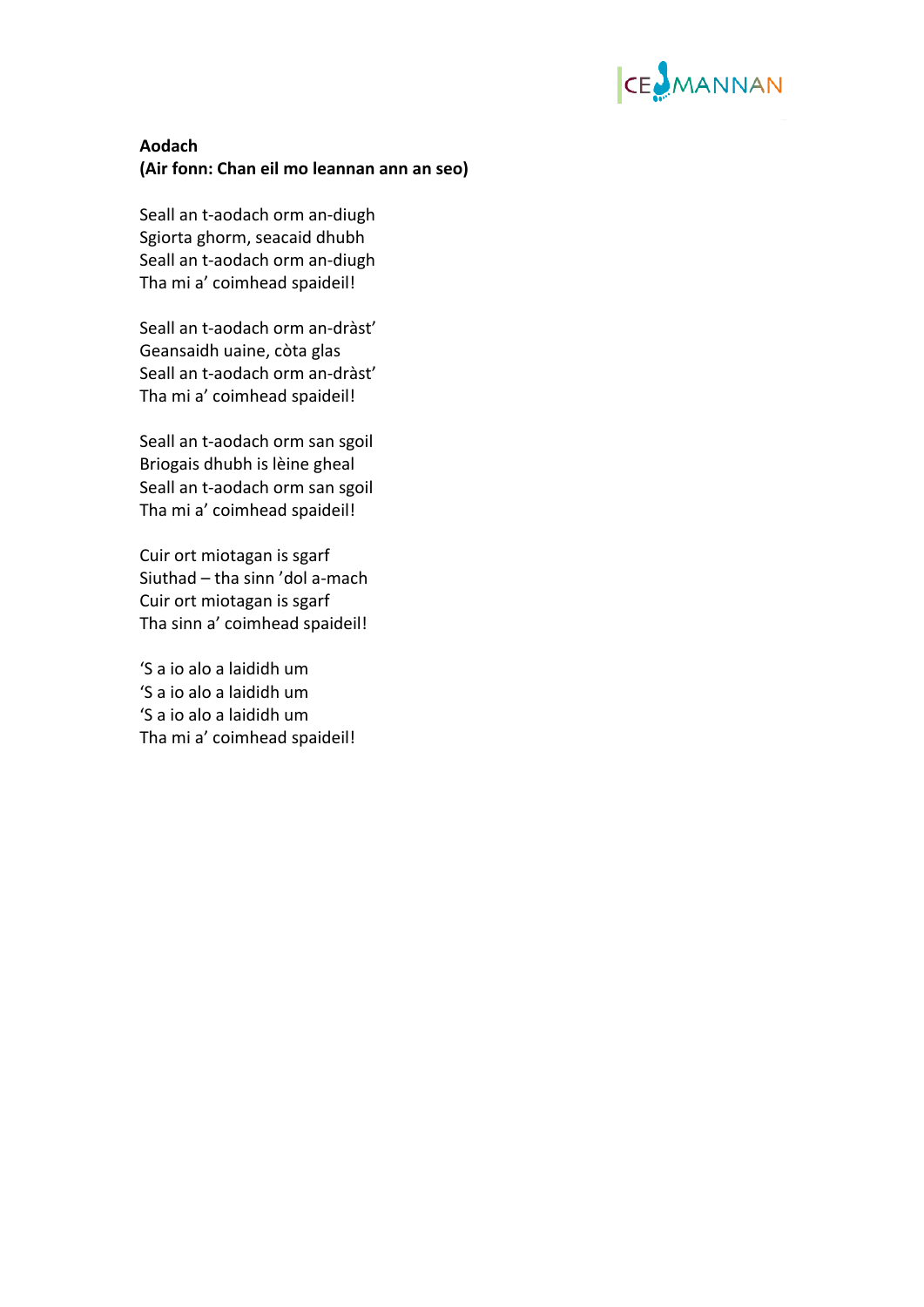**Aodach**
**(Air fonn: Chan eil mo leannan ann an seo)**

Seall an t-aodach orm an-diugh
Sgiorta ghorm, seacaid dhubh
Seall an t-aodach orm an-diugh
Tha mi a' coimhead spaideil!

Seall an t-aodach orm an-dràst'
Geansaidh uaine, còta glas
Seall an t-aodach orm an-dràst'
Tha mi a' coimhead spaideil!

Seall an t-aodach orm san sgoil
Briogais dhubh is lèine gheal
Seall an t-aodach orm san sgoil
Tha mi a' coimhead spaideil!

Cuir ort miotagan is sgarf
Siuthad – tha sinn 'dol a-mach
Cuir ort miotagan is sgarf
Tha sinn a' coimhead spaideil!

'S a io alo a laididh um
'S a io alo a laididh um
'S a io alo a laididh um
Tha mi a' coimhead spaideil!